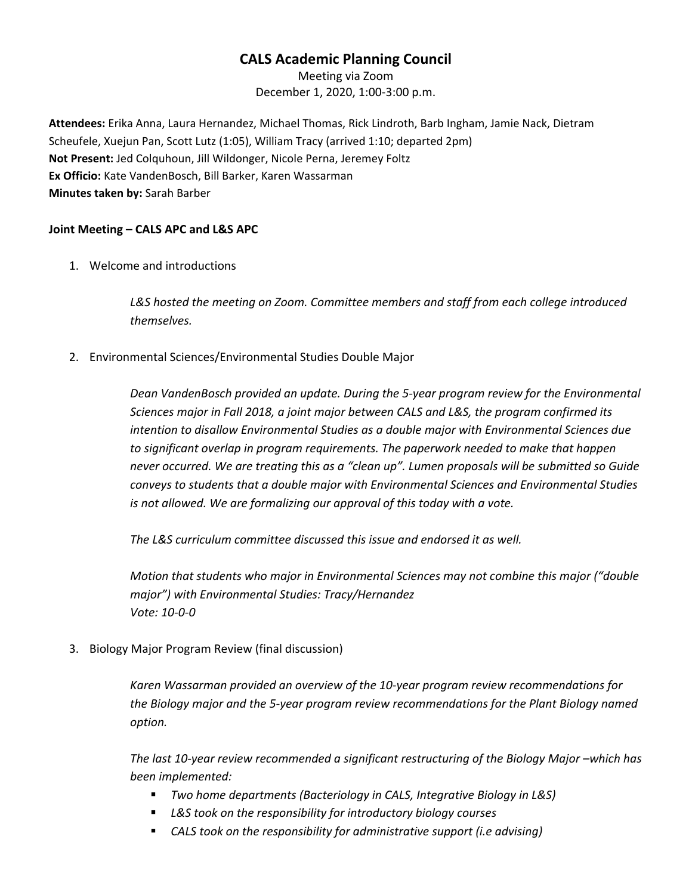# CALS Academic Planning Council

Meeting via Zoom
December 1, 2020, 1:00-3:00 p.m.

**Attendees:** Erika Anna, Laura Hernandez, Michael Thomas, Rick Lindroth, Barb Ingham, Jamie Nack, Dietram Scheufele, Xuejun Pan, Scott Lutz (1:05), William Tracy (arrived 1:10; departed 2pm)
**Not Present:** Jed Colquhoun, Jill Wildonger, Nicole Perna, Jeremey Foltz
**Ex Officio:** Kate VandenBosch, Bill Barker, Karen Wassarman
**Minutes taken by:** Sarah Barber

**Joint Meeting – CALS APC and L&S APC**

1. Welcome and introductions

   *L&S hosted the meeting on Zoom. Committee members and staff from each college introduced themselves.*

2. Environmental Sciences/Environmental Studies Double Major

   *Dean VandenBosch provided an update. During the 5-year program review for the Environmental Sciences major in Fall 2018, a joint major between CALS and L&S, the program confirmed its intention to disallow Environmental Studies as a double major with Environmental Sciences due to significant overlap in program requirements. The paperwork needed to make that happen never occurred. We are treating this as a "clean up". Lumen proposals will be submitted so Guide conveys to students that a double major with Environmental Sciences and Environmental Studies is not allowed. We are formalizing our approval of this today with a vote.*

   *The L&S curriculum committee discussed this issue and endorsed it as well.*

   *Motion that students who major in Environmental Sciences may not combine this major ("double major") with Environmental Studies: Tracy/Hernandez*
   *Vote: 10-0-0*

3. Biology Major Program Review (final discussion)

   *Karen Wassarman provided an overview of the 10-year program review recommendations for the Biology major and the 5-year program review recommendations for the Plant Biology named option.*

   *The last 10-year review recommended a significant restructuring of the Biology Major –which has been implemented:*

   - *Two home departments (Bacteriology in CALS, Integrative Biology in L&S)*
   - *L&S took on the responsibility for introductory biology courses*
   - *CALS took on the responsibility for administrative support (i.e advising)*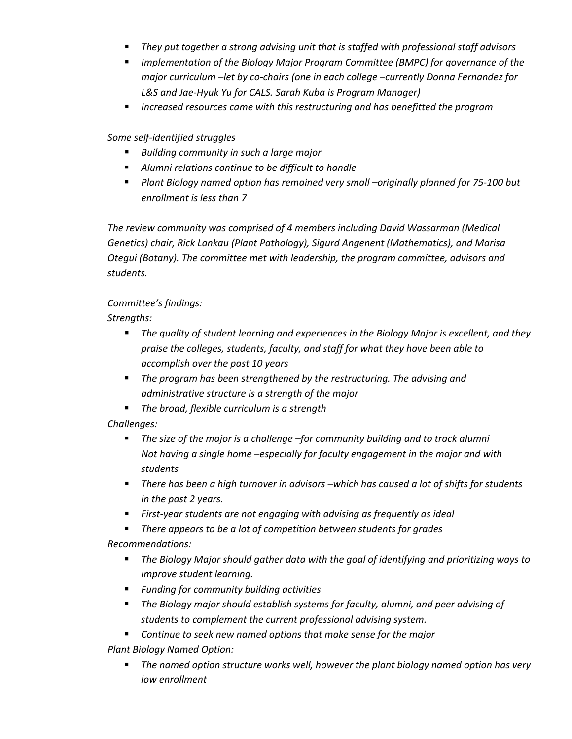- *They put together a strong advising unit that is staffed with professional staff advisors*
- *Implementation of the Biology Major Program Committee (BMPC) for governance of the major curriculum –let by co-chairs (one in each college –currently Donna Fernandez for L&S and Jae-Hyuk Yu for CALS. Sarah Kuba is Program Manager)*
- *Increased resources came with this restructuring and has benefitted the program*

*Some self-identified struggles*

- *Building community in such a large major*
- *Alumni relations continue to be difficult to handle*
- *Plant Biology named option has remained very small –originally planned for 75-100 but enrollment is less than 7*

*The review community was comprised of 4 members including David Wassarman (Medical Genetics) chair, Rick Lankau (Plant Pathology), Sigurd Angenent (Mathematics), and Marisa Otegui (Botany). The committee met with leadership, the program committee, advisors and students.*

*Committee's findings:*

*Strengths:*

- *The quality of student learning and experiences in the Biology Major is excellent, and they praise the colleges, students, faculty, and staff for what they have been able to accomplish over the past 10 years*
- *The program has been strengthened by the restructuring. The advising and administrative structure is a strength of the major*
- *The broad, flexible curriculum is a strength*

*Challenges:*

- *The size of the major is a challenge –for community building and to track alumni Not having a single home –especially for faculty engagement in the major and with students*
- *There has been a high turnover in advisors –which has caused a lot of shifts for students in the past 2 years.*
- *First-year students are not engaging with advising as frequently as ideal*
- *There appears to be a lot of competition between students for grades*

*Recommendations:*

- *The Biology Major should gather data with the goal of identifying and prioritizing ways to improve student learning.*
- *Funding for community building activities*
- *The Biology major should establish systems for faculty, alumni, and peer advising of students to complement the current professional advising system.*
- *Continue to seek new named options that make sense for the major*

*Plant Biology Named Option:*

- *The named option structure works well, however the plant biology named option has very low enrollment*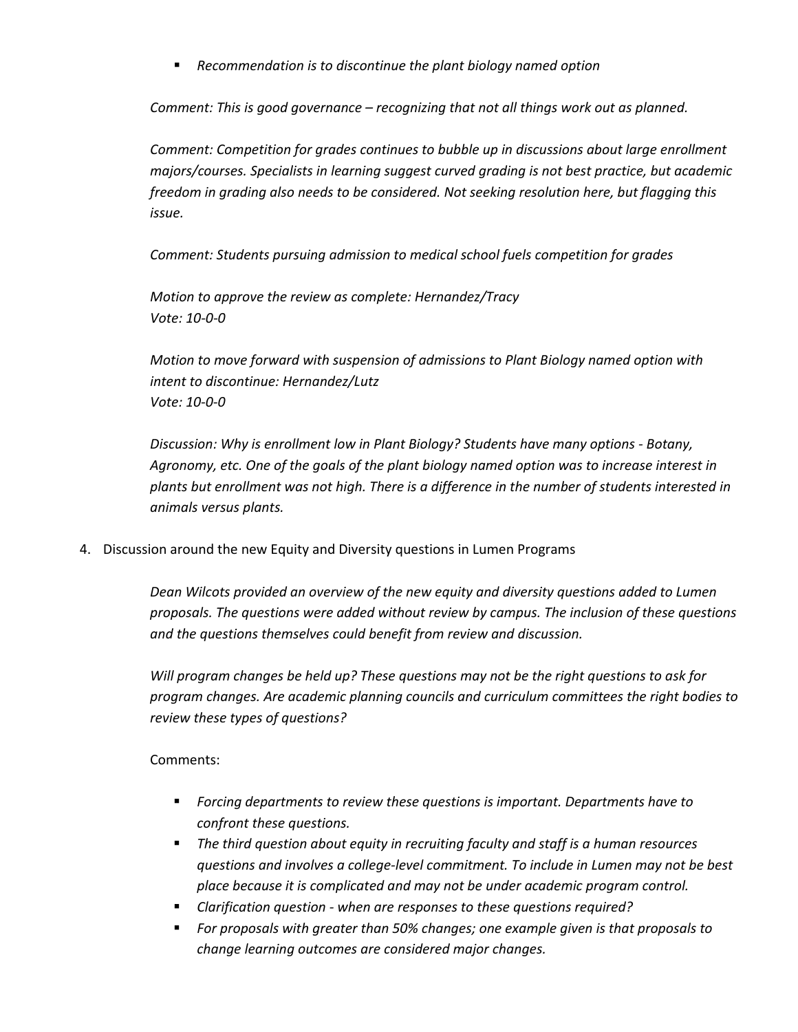- *Recommendation is to discontinue the plant biology named option*

*Comment: This is good governance – recognizing that not all things work out as planned.*

*Comment: Competition for grades continues to bubble up in discussions about large enrollment majors/courses. Specialists in learning suggest curved grading is not best practice, but academic freedom in grading also needs to be considered. Not seeking resolution here, but flagging this issue.*

*Comment: Students pursuing admission to medical school fuels competition for grades*

*Motion to approve the review as complete: Hernandez/Tracy*
*Vote: 10-0-0*

*Motion to move forward with suspension of admissions to Plant Biology named option with intent to discontinue: Hernandez/Lutz*
*Vote: 10-0-0*

*Discussion: Why is enrollment low in Plant Biology? Students have many options - Botany, Agronomy, etc. One of the goals of the plant biology named option was to increase interest in plants but enrollment was not high. There is a difference in the number of students interested in animals versus plants.*

4. Discussion around the new Equity and Diversity questions in Lumen Programs

*Dean Wilcots provided an overview of the new equity and diversity questions added to Lumen proposals. The questions were added without review by campus. The inclusion of these questions and the questions themselves could benefit from review and discussion.*

*Will program changes be held up? These questions may not be the right questions to ask for program changes. Are academic planning councils and curriculum committees the right bodies to review these types of questions?*

Comments:

- *Forcing departments to review these questions is important. Departments have to confront these questions.*
- *The third question about equity in recruiting faculty and staff is a human resources questions and involves a college-level commitment. To include in Lumen may not be best place because it is complicated and may not be under academic program control.*
- *Clarification question - when are responses to these questions required?*
- *For proposals with greater than 50% changes; one example given is that proposals to change learning outcomes are considered major changes.*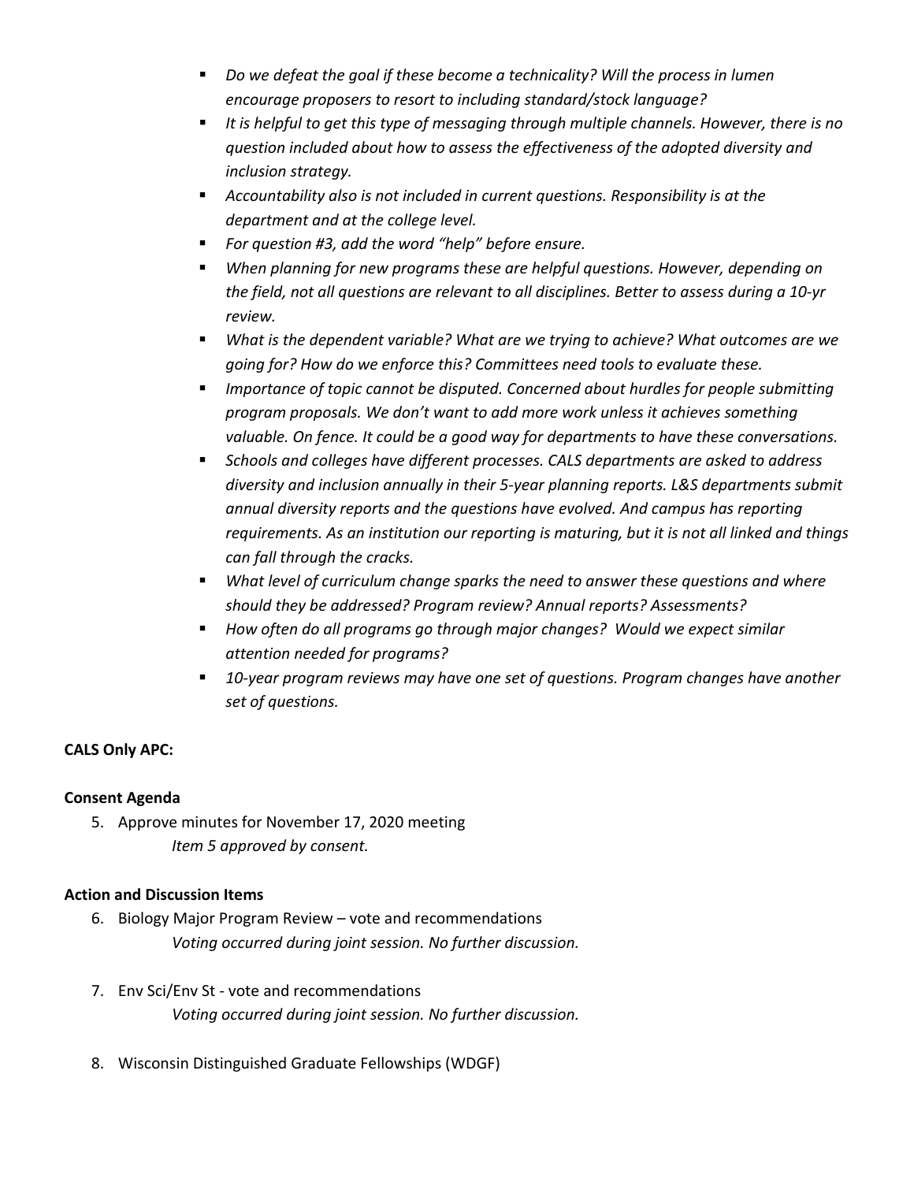- *Do we defeat the goal if these become a technicality? Will the process in lumen encourage proposers to resort to including standard/stock language?*
- *It is helpful to get this type of messaging through multiple channels. However, there is no question included about how to assess the effectiveness of the adopted diversity and inclusion strategy.*
- *Accountability also is not included in current questions. Responsibility is at the department and at the college level.*
- *For question #3, add the word "help" before ensure.*
- *When planning for new programs these are helpful questions. However, depending on the field, not all questions are relevant to all disciplines. Better to assess during a 10-yr review.*
- *What is the dependent variable? What are we trying to achieve? What outcomes are we going for? How do we enforce this? Committees need tools to evaluate these.*
- *Importance of topic cannot be disputed. Concerned about hurdles for people submitting program proposals. We don't want to add more work unless it achieves something valuable. On fence. It could be a good way for departments to have these conversations.*
- *Schools and colleges have different processes. CALS departments are asked to address diversity and inclusion annually in their 5-year planning reports. L&S departments submit annual diversity reports and the questions have evolved. And campus has reporting requirements. As an institution our reporting is maturing, but it is not all linked and things can fall through the cracks.*
- *What level of curriculum change sparks the need to answer these questions and where should they be addressed? Program review? Annual reports? Assessments?*
- *How often do all programs go through major changes? Would we expect similar attention needed for programs?*
- *10-year program reviews may have one set of questions. Program changes have another set of questions.*

**CALS Only APC:**

**Consent Agenda**

5. Approve minutes for November 17, 2020 meeting
   *Item 5 approved by consent.*

**Action and Discussion Items**

6. Biology Major Program Review – vote and recommendations
   *Voting occurred during joint session. No further discussion.*

7. Env Sci/Env St - vote and recommendations
   *Voting occurred during joint session. No further discussion.*

8. Wisconsin Distinguished Graduate Fellowships (WDGF)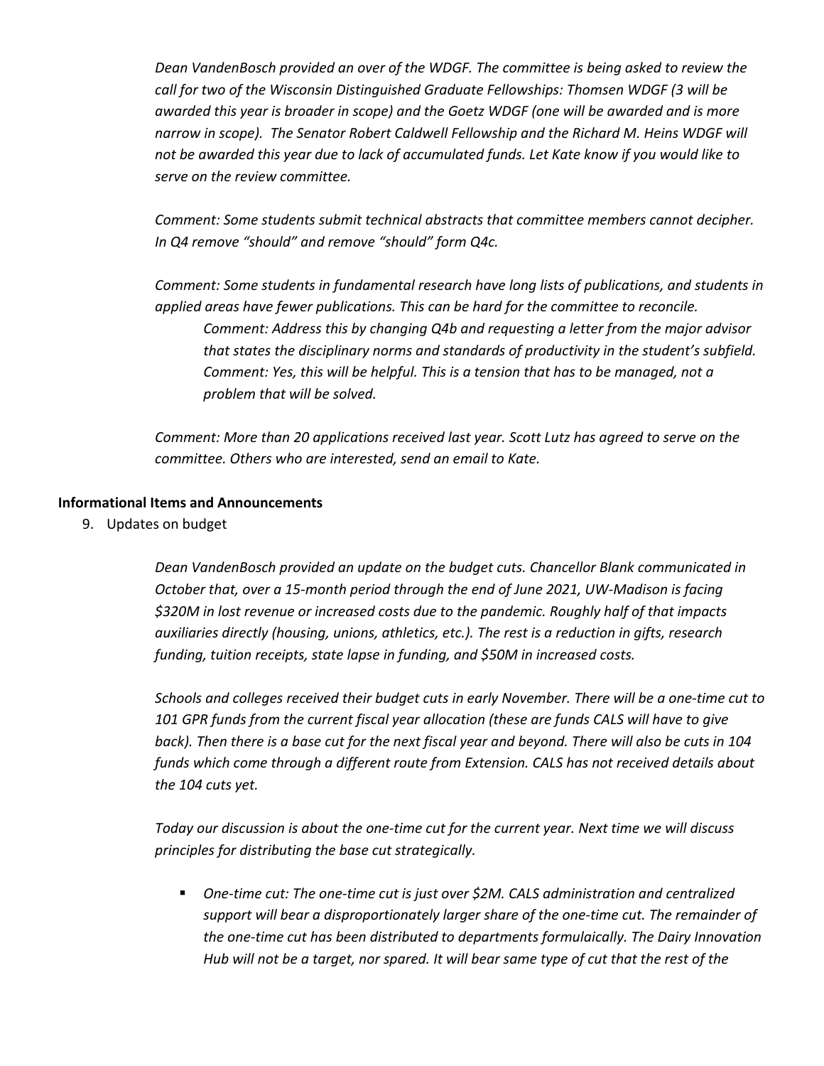*Dean VandenBosch provided an over of the WDGF. The committee is being asked to review the call for two of the Wisconsin Distinguished Graduate Fellowships: Thomsen WDGF (3 will be awarded this year is broader in scope) and the Goetz WDGF (one will be awarded and is more narrow in scope). The Senator Robert Caldwell Fellowship and the Richard M. Heins WDGF will not be awarded this year due to lack of accumulated funds. Let Kate know if you would like to serve on the review committee.*

*Comment: Some students submit technical abstracts that committee members cannot decipher. In Q4 remove "should" and remove "should" form Q4c.*

*Comment: Some students in fundamental research have long lists of publications, and students in applied areas have fewer publications. This can be hard for the committee to reconcile.*

> *Comment: Address this by changing Q4b and requesting a letter from the major advisor that states the disciplinary norms and standards of productivity in the student's subfield.*
> *Comment: Yes, this will be helpful. This is a tension that has to be managed, not a problem that will be solved.*

*Comment: More than 20 applications received last year. Scott Lutz has agreed to serve on the committee. Others who are interested, send an email to Kate.*

**Informational Items and Announcements**

9. Updates on budget

*Dean VandenBosch provided an update on the budget cuts. Chancellor Blank communicated in October that, over a 15-month period through the end of June 2021, UW-Madison is facing $320M in lost revenue or increased costs due to the pandemic. Roughly half of that impacts auxiliaries directly (housing, unions, athletics, etc.). The rest is a reduction in gifts, research funding, tuition receipts, state lapse in funding, and $50M in increased costs.*

*Schools and colleges received their budget cuts in early November. There will be a one-time cut to 101 GPR funds from the current fiscal year allocation (these are funds CALS will have to give back). Then there is a base cut for the next fiscal year and beyond. There will also be cuts in 104 funds which come through a different route from Extension. CALS has not received details about the 104 cuts yet.*

*Today our discussion is about the one-time cut for the current year. Next time we will discuss principles for distributing the base cut strategically.*

- *One-time cut: The one-time cut is just over $2M. CALS administration and centralized support will bear a disproportionately larger share of the one-time cut. The remainder of the one-time cut has been distributed to departments formulaically. The Dairy Innovation Hub will not be a target, nor spared. It will bear same type of cut that the rest of the*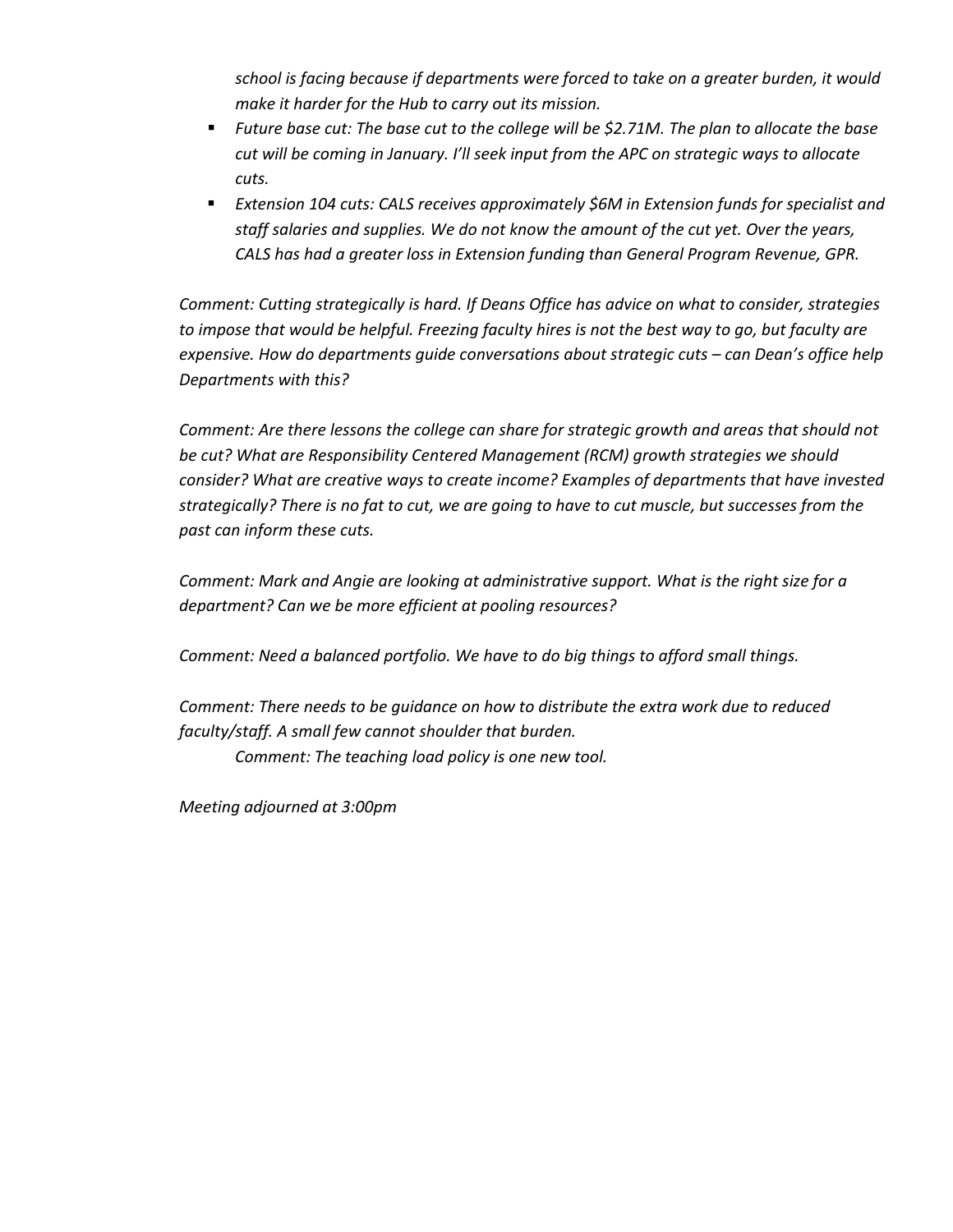*school is facing because if departments were forced to take on a greater burden, it would make it harder for the Hub to carry out its mission.*

- *Future base cut: The base cut to the college will be $2.71M. The plan to allocate the base cut will be coming in January. I'll seek input from the APC on strategic ways to allocate cuts.*
- *Extension 104 cuts: CALS receives approximately $6M in Extension funds for specialist and staff salaries and supplies. We do not know the amount of the cut yet. Over the years, CALS has had a greater loss in Extension funding than General Program Revenue, GPR.*

*Comment: Cutting strategically is hard. If Deans Office has advice on what to consider, strategies to impose that would be helpful. Freezing faculty hires is not the best way to go, but faculty are expensive. How do departments guide conversations about strategic cuts – can Dean's office help Departments with this?*

*Comment: Are there lessons the college can share for strategic growth and areas that should not be cut? What are Responsibility Centered Management (RCM) growth strategies we should consider? What are creative ways to create income? Examples of departments that have invested strategically? There is no fat to cut, we are going to have to cut muscle, but successes from the past can inform these cuts.*

*Comment: Mark and Angie are looking at administrative support. What is the right size for a department? Can we be more efficient at pooling resources?*

*Comment: Need a balanced portfolio. We have to do big things to afford small things.*

*Comment: There needs to be guidance on how to distribute the extra work due to reduced faculty/staff. A small few cannot shoulder that burden.*

> *Comment: The teaching load policy is one new tool.*

*Meeting adjourned at 3:00pm*